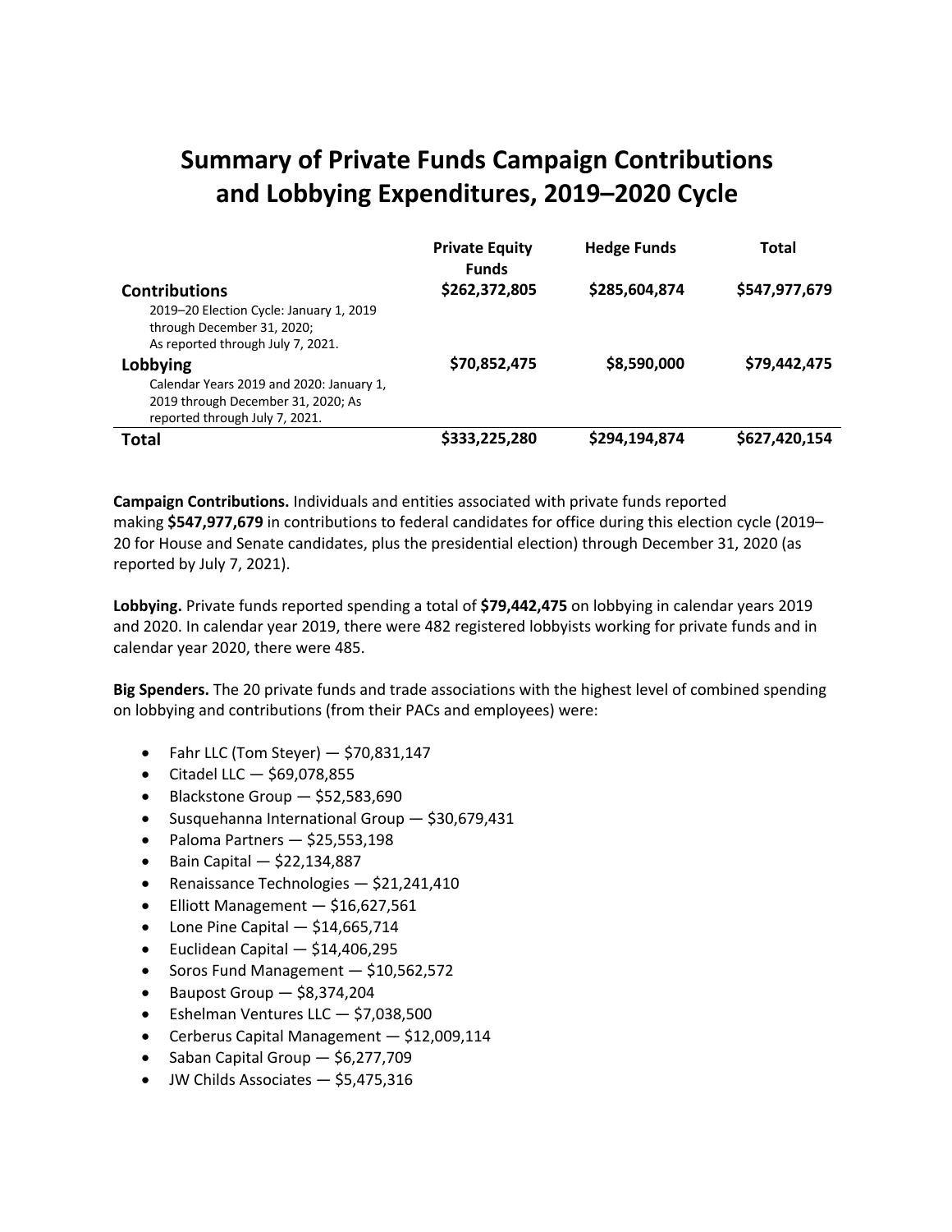# Summary of Private Funds Campaign Contributions and Lobbying Expenditures, 2019–2020 Cycle

| | Private Equity Funds | Hedge Funds | Total |
|---|---|---|---|
| **Contributions**<br>2019–20 Election Cycle: January 1, 2019 through December 31, 2020; As reported through July 7, 2021. | $262,372,805 | $285,604,874 | $547,977,679 |
| **Lobbying**<br>Calendar Years 2019 and 2020: January 1, 2019 through December 31, 2020; As reported through July 7, 2021. | $70,852,475 | $8,590,000 | $79,442,475 |
| **Total** | $333,225,280 | $294,194,874 | $627,420,154 |

**Campaign Contributions.** Individuals and entities associated with private funds reported making **$547,977,679** in contributions to federal candidates for office during this election cycle (2019–20 for House and Senate candidates, plus the presidential election) through December 31, 2020 (as reported by July 7, 2021).

**Lobbying.** Private funds reported spending a total of **$79,442,475** on lobbying in calendar years 2019 and 2020. In calendar year 2019, there were 482 registered lobbyists working for private funds and in calendar year 2020, there were 485.

**Big Spenders.** The 20 private funds and trade associations with the highest level of combined spending on lobbying and contributions (from their PACs and employees) were:

- Fahr LLC (Tom Steyer) — $70,831,147
- Citadel LLC — $69,078,855
- Blackstone Group — $52,583,690
- Susquehanna International Group — $30,679,431
- Paloma Partners — $25,553,198
- Bain Capital — $22,134,887
- Renaissance Technologies — $21,241,410
- Elliott Management — $16,627,561
- Lone Pine Capital — $14,665,714
- Euclidean Capital — $14,406,295
- Soros Fund Management — $10,562,572
- Baupost Group — $8,374,204
- Eshelman Ventures LLC — $7,038,500
- Cerberus Capital Management — $12,009,114
- Saban Capital Group — $6,277,709
- JW Childs Associates — $5,475,316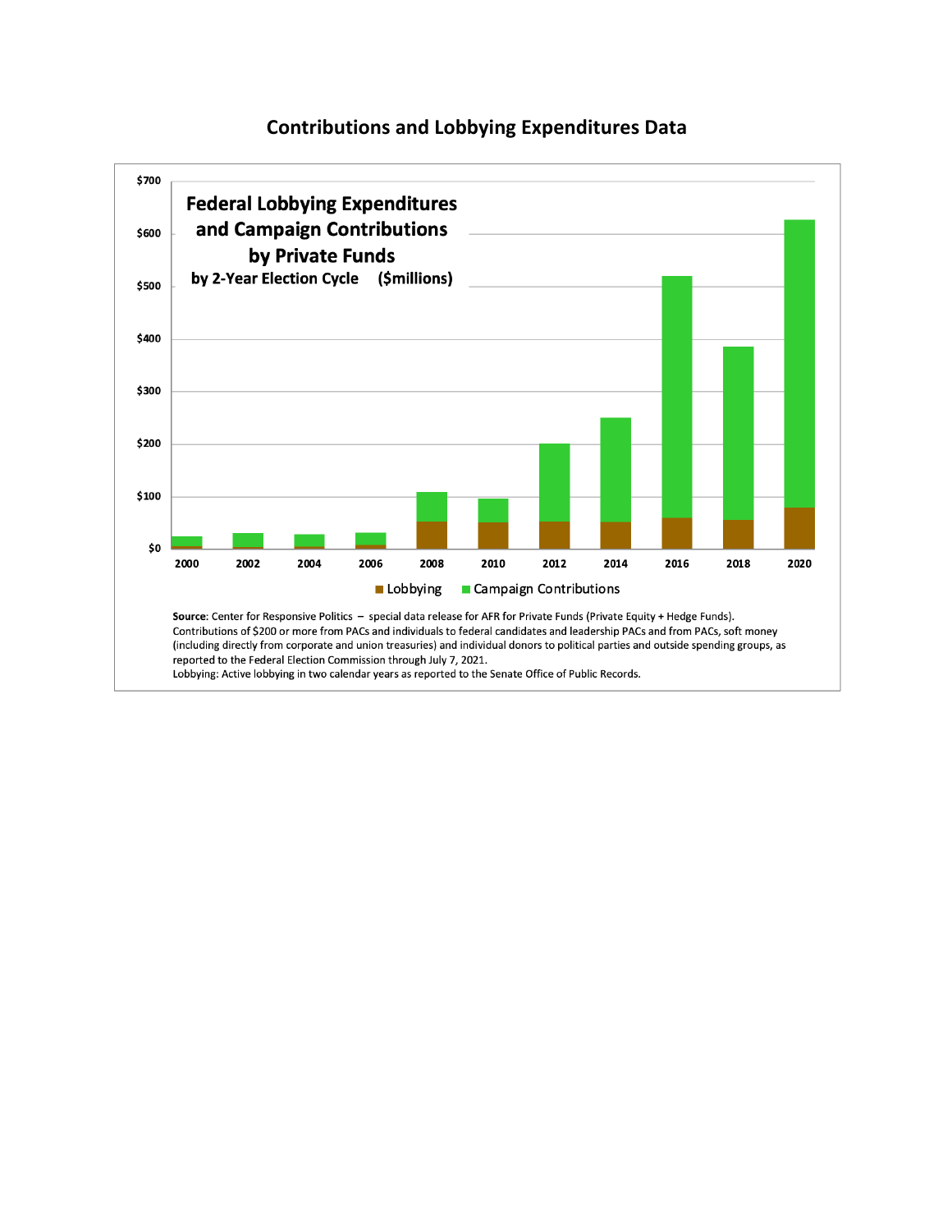## Contributions and Lobbying Expenditures Data

**Federal Lobbying Expenditures and Campaign Contributions by Private Funds**

**by 2-Year Election Cycle ($millions)**

■ Lobbying ■ Campaign Contributions

**Source**: Center for Responsive Politics – special data release for AFR for Private Funds (Private Equity + Hedge Funds).
Contributions of $200 or more from PACs and individuals to federal candidates and leadership PACs and from PACs, soft money (including directly from corporate and union treasuries) and individual donors to political parties and outside spending groups, as reported to the Federal Election Commission through July 7, 2021.
Lobbying: Active lobbying in two calendar years as reported to the Senate Office of Public Records.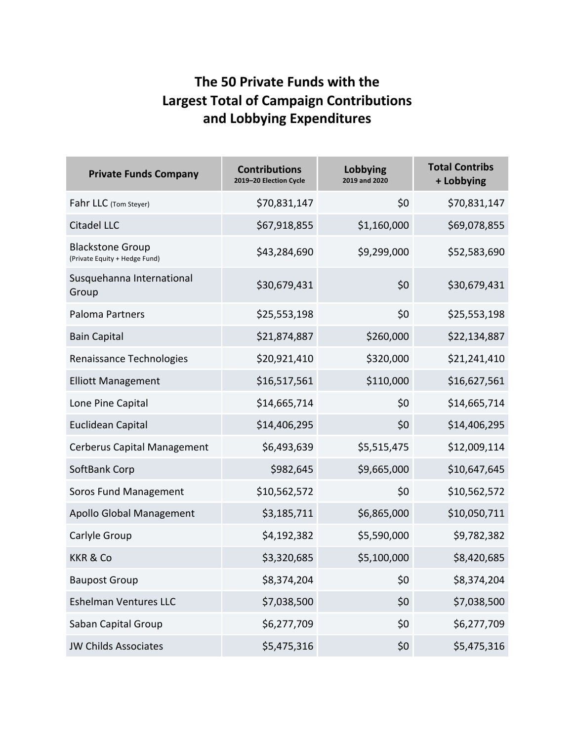# The 50 Private Funds with the Largest Total of Campaign Contributions and Lobbying Expenditures

| Private Funds Company | Contributions 2019–20 Election Cycle | Lobbying 2019 and 2020 | Total Contribs + Lobbying |
|---|---|---|---|
| Fahr LLC (Tom Steyer) | $70,831,147 | $0 | $70,831,147 |
| Citadel LLC | $67,918,855 | $1,160,000 | $69,078,855 |
| Blackstone Group (Private Equity + Hedge Fund) | $43,284,690 | $9,299,000 | $52,583,690 |
| Susquehanna International Group | $30,679,431 | $0 | $30,679,431 |
| Paloma Partners | $25,553,198 | $0 | $25,553,198 |
| Bain Capital | $21,874,887 | $260,000 | $22,134,887 |
| Renaissance Technologies | $20,921,410 | $320,000 | $21,241,410 |
| Elliott Management | $16,517,561 | $110,000 | $16,627,561 |
| Lone Pine Capital | $14,665,714 | $0 | $14,665,714 |
| Euclidean Capital | $14,406,295 | $0 | $14,406,295 |
| Cerberus Capital Management | $6,493,639 | $5,515,475 | $12,009,114 |
| SoftBank Corp | $982,645 | $9,665,000 | $10,647,645 |
| Soros Fund Management | $10,562,572 | $0 | $10,562,572 |
| Apollo Global Management | $3,185,711 | $6,865,000 | $10,050,711 |
| Carlyle Group | $4,192,382 | $5,590,000 | $9,782,382 |
| KKR & Co | $3,320,685 | $5,100,000 | $8,420,685 |
| Baupost Group | $8,374,204 | $0 | $8,374,204 |
| Eshelman Ventures LLC | $7,038,500 | $0 | $7,038,500 |
| Saban Capital Group | $6,277,709 | $0 | $6,277,709 |
| JW Childs Associates | $5,475,316 | $0 | $5,475,316 |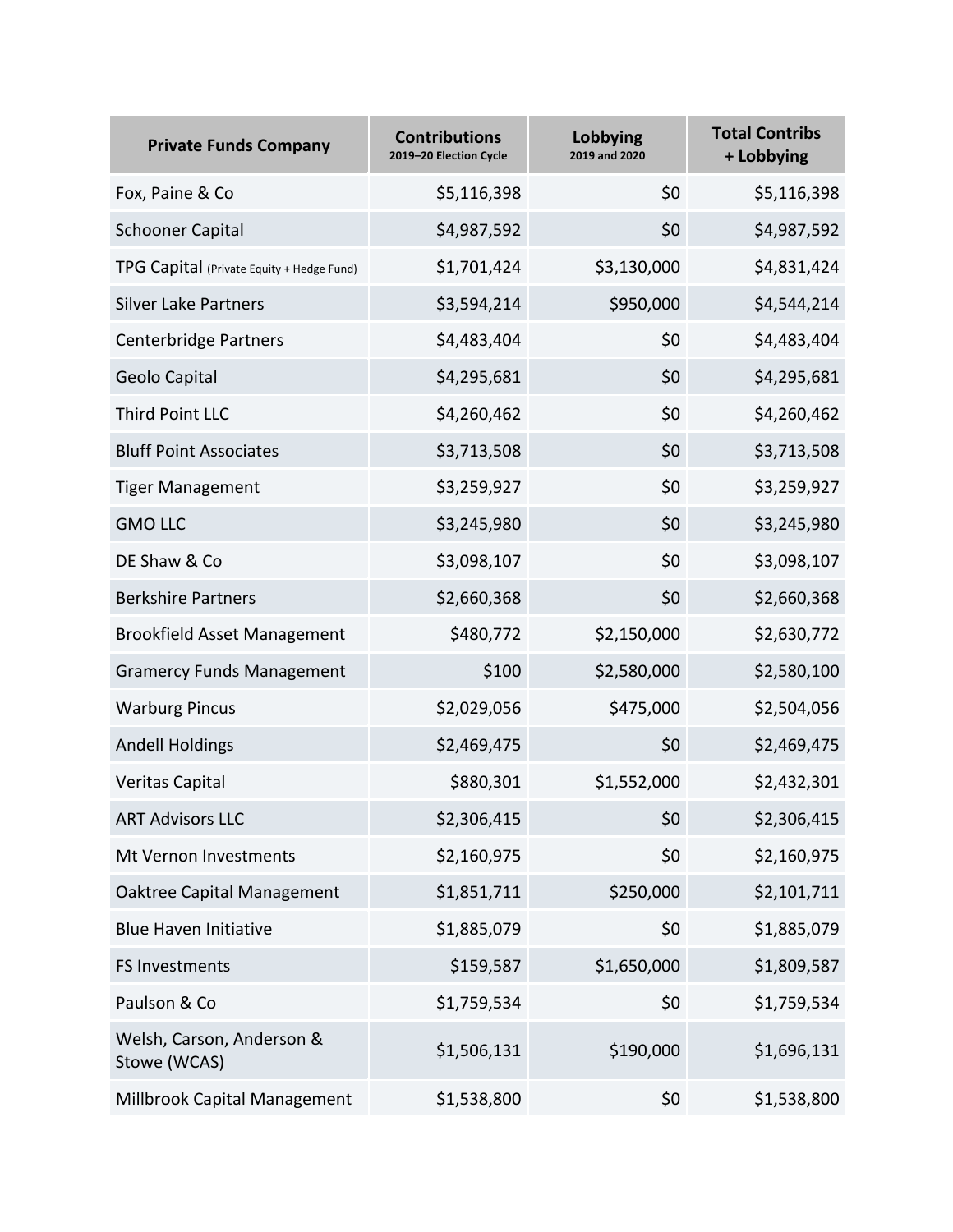| Private Funds Company | Contributions 2019–20 Election Cycle | Lobbying 2019 and 2020 | Total Contribs + Lobbying |
| --- | --- | --- | --- |
| Fox, Paine & Co | $5,116,398 | $0 | $5,116,398 |
| Schooner Capital | $4,987,592 | $0 | $4,987,592 |
| TPG Capital (Private Equity + Hedge Fund) | $1,701,424 | $3,130,000 | $4,831,424 |
| Silver Lake Partners | $3,594,214 | $950,000 | $4,544,214 |
| Centerbridge Partners | $4,483,404 | $0 | $4,483,404 |
| Geolo Capital | $4,295,681 | $0 | $4,295,681 |
| Third Point LLC | $4,260,462 | $0 | $4,260,462 |
| Bluff Point Associates | $3,713,508 | $0 | $3,713,508 |
| Tiger Management | $3,259,927 | $0 | $3,259,927 |
| GMO LLC | $3,245,980 | $0 | $3,245,980 |
| DE Shaw & Co | $3,098,107 | $0 | $3,098,107 |
| Berkshire Partners | $2,660,368 | $0 | $2,660,368 |
| Brookfield Asset Management | $480,772 | $2,150,000 | $2,630,772 |
| Gramercy Funds Management | $100 | $2,580,000 | $2,580,100 |
| Warburg Pincus | $2,029,056 | $475,000 | $2,504,056 |
| Andell Holdings | $2,469,475 | $0 | $2,469,475 |
| Veritas Capital | $880,301 | $1,552,000 | $2,432,301 |
| ART Advisors LLC | $2,306,415 | $0 | $2,306,415 |
| Mt Vernon Investments | $2,160,975 | $0 | $2,160,975 |
| Oaktree Capital Management | $1,851,711 | $250,000 | $2,101,711 |
| Blue Haven Initiative | $1,885,079 | $0 | $1,885,079 |
| FS Investments | $159,587 | $1,650,000 | $1,809,587 |
| Paulson & Co | $1,759,534 | $0 | $1,759,534 |
| Welsh, Carson, Anderson & Stowe (WCAS) | $1,506,131 | $190,000 | $1,696,131 |
| Millbrook Capital Management | $1,538,800 | $0 | $1,538,800 |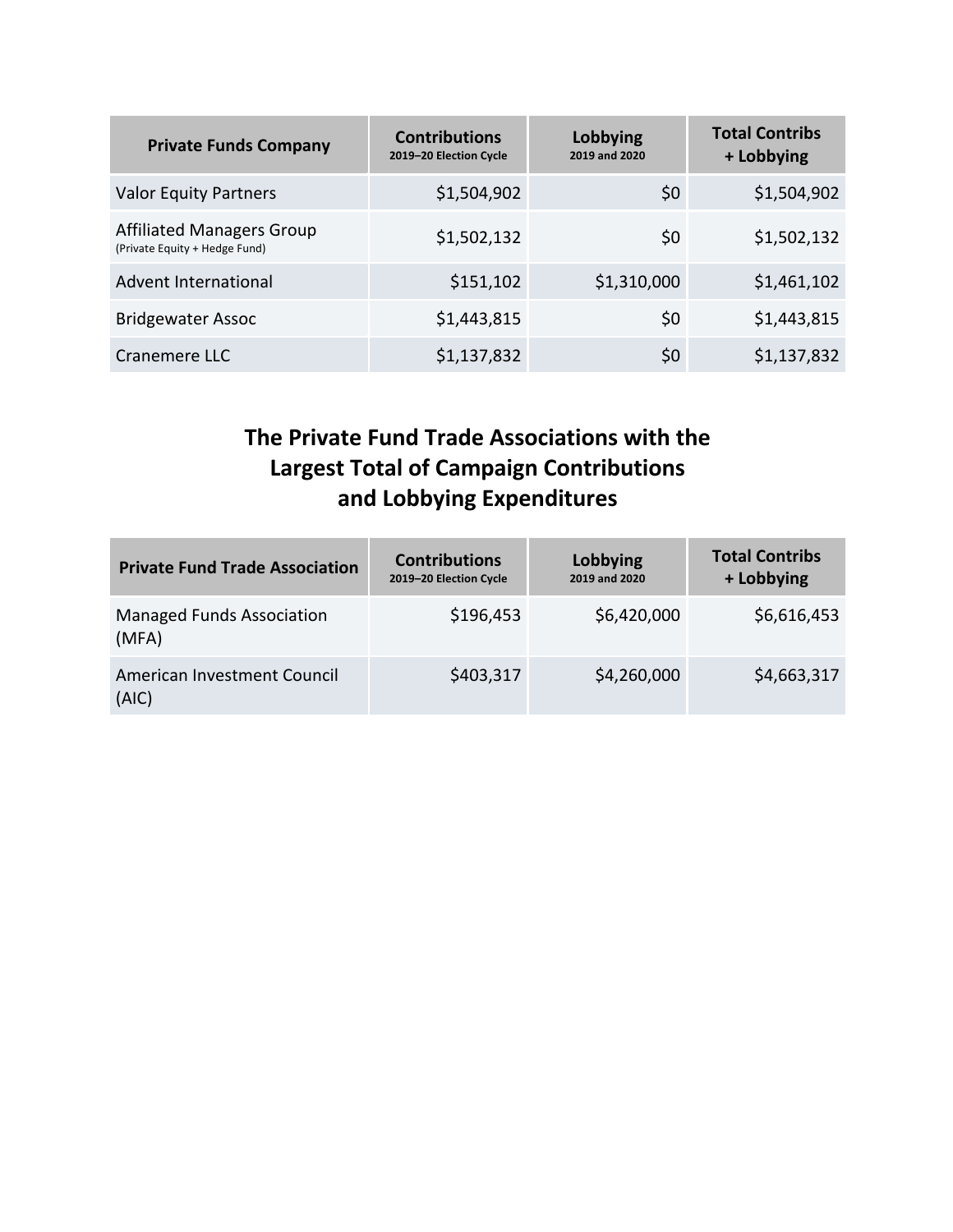| Private Funds Company | Contributions<br>2019–20 Election Cycle | Lobbying<br>2019 and 2020 | Total Contribs + Lobbying |
| --- | --- | --- | --- |
| Valor Equity Partners | $1,504,902 | $0 | $1,504,902 |
| Affiliated Managers Group (Private Equity + Hedge Fund) | $1,502,132 | $0 | $1,502,132 |
| Advent International | $151,102 | $1,310,000 | $1,461,102 |
| Bridgewater Assoc | $1,443,815 | $0 | $1,443,815 |
| Cranemere LLC | $1,137,832 | $0 | $1,137,832 |

## The Private Fund Trade Associations with the Largest Total of Campaign Contributions and Lobbying Expenditures

| Private Fund Trade Association | Contributions<br>2019–20 Election Cycle | Lobbying<br>2019 and 2020 | Total Contribs + Lobbying |
| --- | --- | --- | --- |
| Managed Funds Association (MFA) | $196,453 | $6,420,000 | $6,616,453 |
| American Investment Council (AIC) | $403,317 | $4,260,000 | $4,663,317 |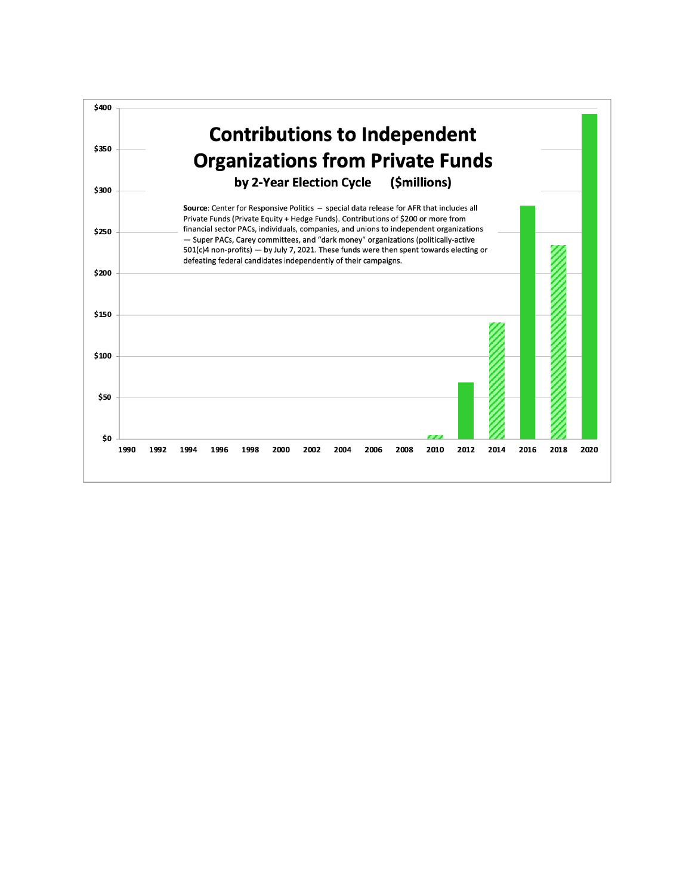# Contributions to Independent Organizations from Private Funds

**by 2-Year Election Cycle (\$millions)**

**Source**: Center for Responsive Politics – special data release for AFR that includes all Private Funds (Private Equity + Hedge Funds). Contributions of \$200 or more from financial sector PACs, individuals, companies, and unions to independent organizations — Super PACs, Carey committees, and "dark money" organizations (politically-active 501(c)4 non-profits) — by July 7, 2021. These funds were then spent towards electing or defeating federal candidates independently of their campaigns.

Y-axis: \$0, \$50, \$100, \$150, \$200, \$250, \$300, \$350, \$400

X-axis: 1990, 1992, 1994, 1996, 1998, 2000, 2002, 2004, 2006, 2008, 2010, 2012, 2014, 2016, 2018, 2020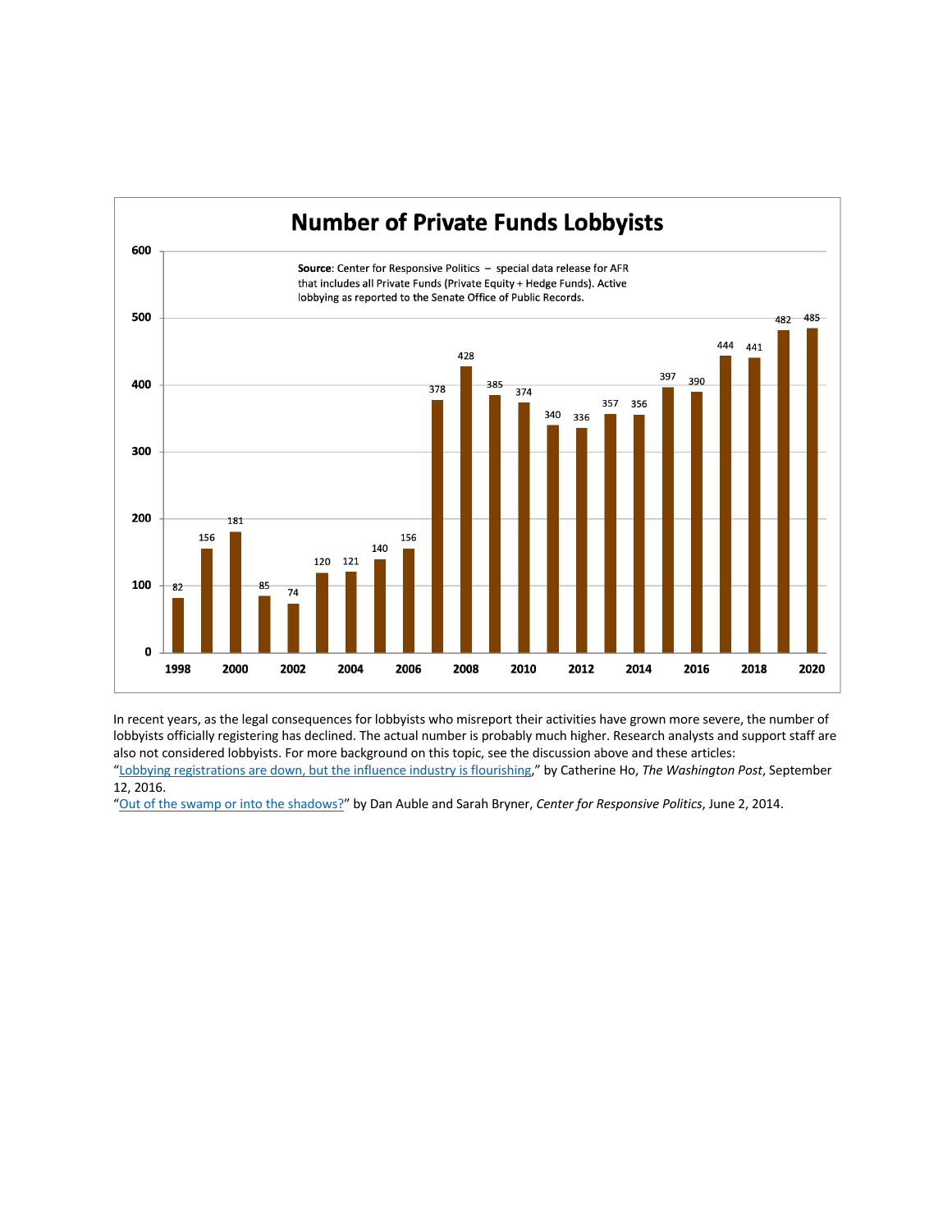## Number of Private Funds Lobbyists

**Source**: Center for Responsive Politics – special data release for AFR that includes all Private Funds (Private Equity + Hedge Funds). Active lobbying as reported to the Senate Office of Public Records.

| Year | Number of Lobbyists |
|---|---|
| 1998 | 82 |
| 1999 | 156 |
| 2000 | 181 |
| 2001 | 85 |
| 2002 | 74 |
| 2003 | 120 |
| 2004 | 121 |
| 2005 | 140 |
| 2006 | 156 |
| 2007 | 378 |
| 2008 | 428 |
| 2009 | 385 |
| 2010 | 374 |
| 2011 | 340 |
| 2012 | 336 |
| 2013 | 357 |
| 2014 | 356 |
| 2015 | 397 |
| 2016 | 390 |
| 2017 | 444 |
| 2018 | 441 |
| 2019 | 482 |
| 2020 | 485 |

In recent years, as the legal consequences for lobbyists who misreport their activities have grown more severe, the number of lobbyists officially registering has declined. The actual number is probably much higher. Research analysts and support staff are also not considered lobbyists. For more background on this topic, see the discussion above and these articles:

"Lobbying registrations are down, but the influence industry is flourishing," by Catherine Ho, *The Washington Post*, September 12, 2016.

"Out of the swamp or into the shadows?" by Dan Auble and Sarah Bryner, *Center for Responsive Politics*, June 2, 2014.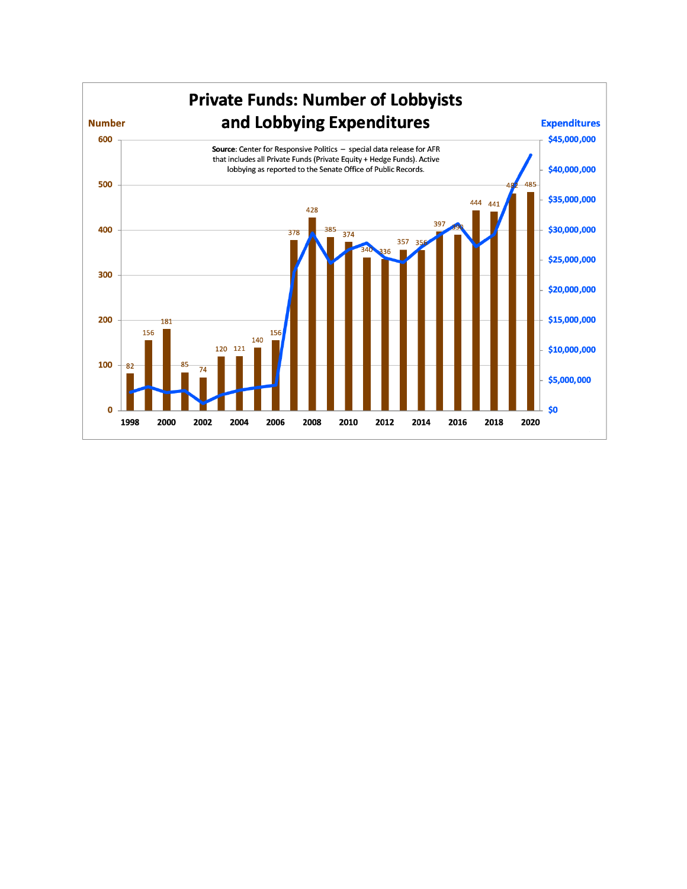## Private Funds: Number of Lobbyists and Lobbying Expenditures

**Source**: Center for Responsive Politics – special data release for AFR that includes all Private Funds (Private Equity + Hedge Funds). Active lobbying as reported to the Senate Office of Public Records.

| Year | Number of Lobbyists |
|---|---|
| 1998 | 82 |
| 1999 | 156 |
| 2000 | 181 |
| 2001 | 85 |
| 2002 | 74 |
| 2003 | 120 |
| 2004 | 121 |
| 2005 | 140 |
| 2006 | 156 |
| 2007 | 378 |
| 2008 | 428 |
| 2009 | 385 |
| 2010 | 374 |
| 2011 | 340 |
| 2012 | 336 |
| 2013 | 357 |
| 2014 | 356 |
| 2015 | 397 |
| 2016 | 390 |
| 2017 | 444 |
| 2018 | 441 |
| 2019 | 482 |
| 2020 | 485 |

Number (left axis): 0–600. Expenditures (right axis): $0–$45,000,000.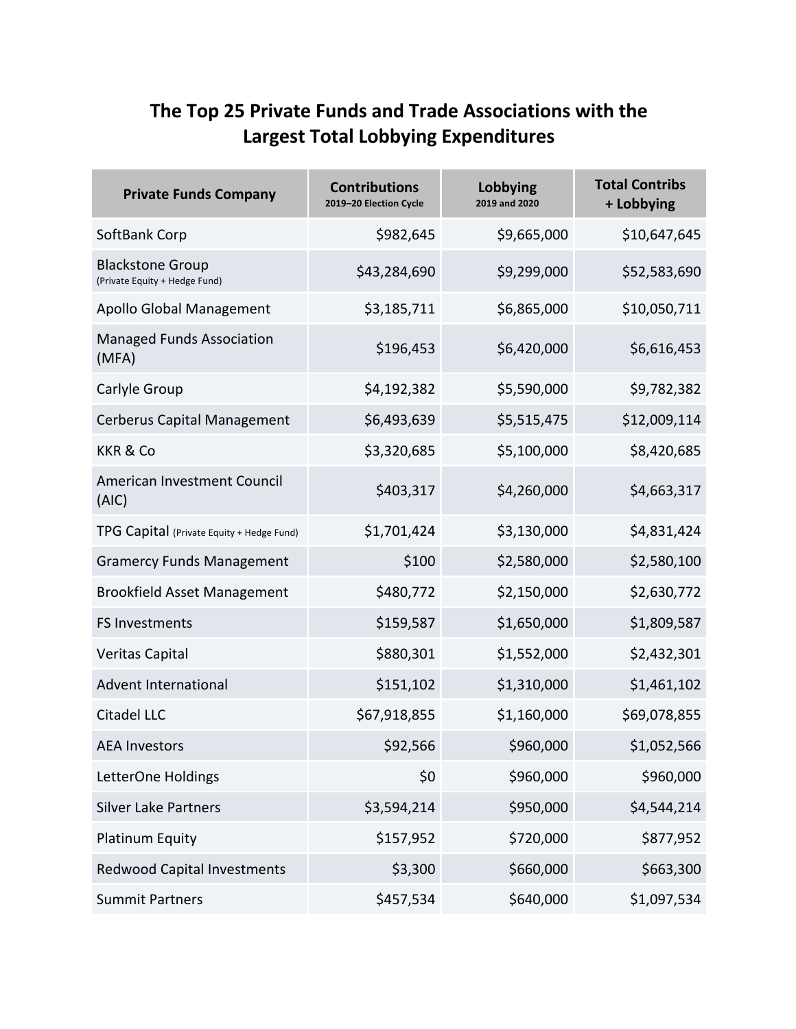# The Top 25 Private Funds and Trade Associations with the Largest Total Lobbying Expenditures

| Private Funds Company | Contributions 2019–20 Election Cycle | Lobbying 2019 and 2020 | Total Contribs + Lobbying |
|---|---|---|---|
| SoftBank Corp | $982,645 | $9,665,000 | $10,647,645 |
| Blackstone Group (Private Equity + Hedge Fund) | $43,284,690 | $9,299,000 | $52,583,690 |
| Apollo Global Management | $3,185,711 | $6,865,000 | $10,050,711 |
| Managed Funds Association (MFA) | $196,453 | $6,420,000 | $6,616,453 |
| Carlyle Group | $4,192,382 | $5,590,000 | $9,782,382 |
| Cerberus Capital Management | $6,493,639 | $5,515,475 | $12,009,114 |
| KKR & Co | $3,320,685 | $5,100,000 | $8,420,685 |
| American Investment Council (AIC) | $403,317 | $4,260,000 | $4,663,317 |
| TPG Capital (Private Equity + Hedge Fund) | $1,701,424 | $3,130,000 | $4,831,424 |
| Gramercy Funds Management | $100 | $2,580,000 | $2,580,100 |
| Brookfield Asset Management | $480,772 | $2,150,000 | $2,630,772 |
| FS Investments | $159,587 | $1,650,000 | $1,809,587 |
| Veritas Capital | $880,301 | $1,552,000 | $2,432,301 |
| Advent International | $151,102 | $1,310,000 | $1,461,102 |
| Citadel LLC | $67,918,855 | $1,160,000 | $69,078,855 |
| AEA Investors | $92,566 | $960,000 | $1,052,566 |
| LetterOne Holdings | $0 | $960,000 | $960,000 |
| Silver Lake Partners | $3,594,214 | $950,000 | $4,544,214 |
| Platinum Equity | $157,952 | $720,000 | $877,952 |
| Redwood Capital Investments | $3,300 | $660,000 | $663,300 |
| Summit Partners | $457,534 | $640,000 | $1,097,534 |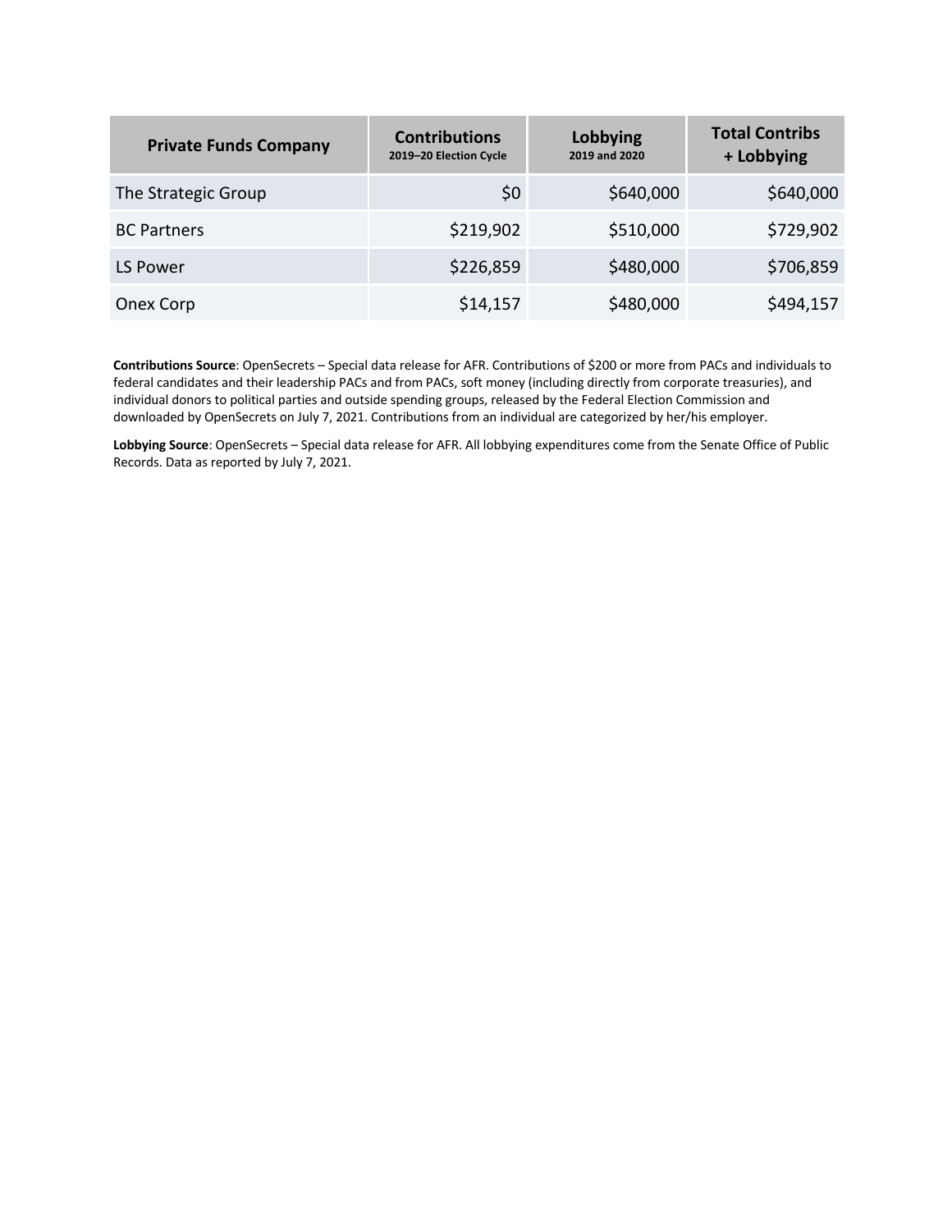| Private Funds Company | Contributions 2019–20 Election Cycle | Lobbying 2019 and 2020 | Total Contribs + Lobbying |
|---|---|---|---|
| The Strategic Group | $0 | $640,000 | $640,000 |
| BC Partners | $219,902 | $510,000 | $729,902 |
| LS Power | $226,859 | $480,000 | $706,859 |
| Onex Corp | $14,157 | $480,000 | $494,157 |

**Contributions Source**: OpenSecrets – Special data release for AFR. Contributions of $200 or more from PACs and individuals to federal candidates and their leadership PACs and from PACs, soft money (including directly from corporate treasuries), and individual donors to political parties and outside spending groups, released by the Federal Election Commission and downloaded by OpenSecrets on July 7, 2021. Contributions from an individual are categorized by her/his employer.

**Lobbying Source**: OpenSecrets – Special data release for AFR. All lobbying expenditures come from the Senate Office of Public Records. Data as reported by July 7, 2021.